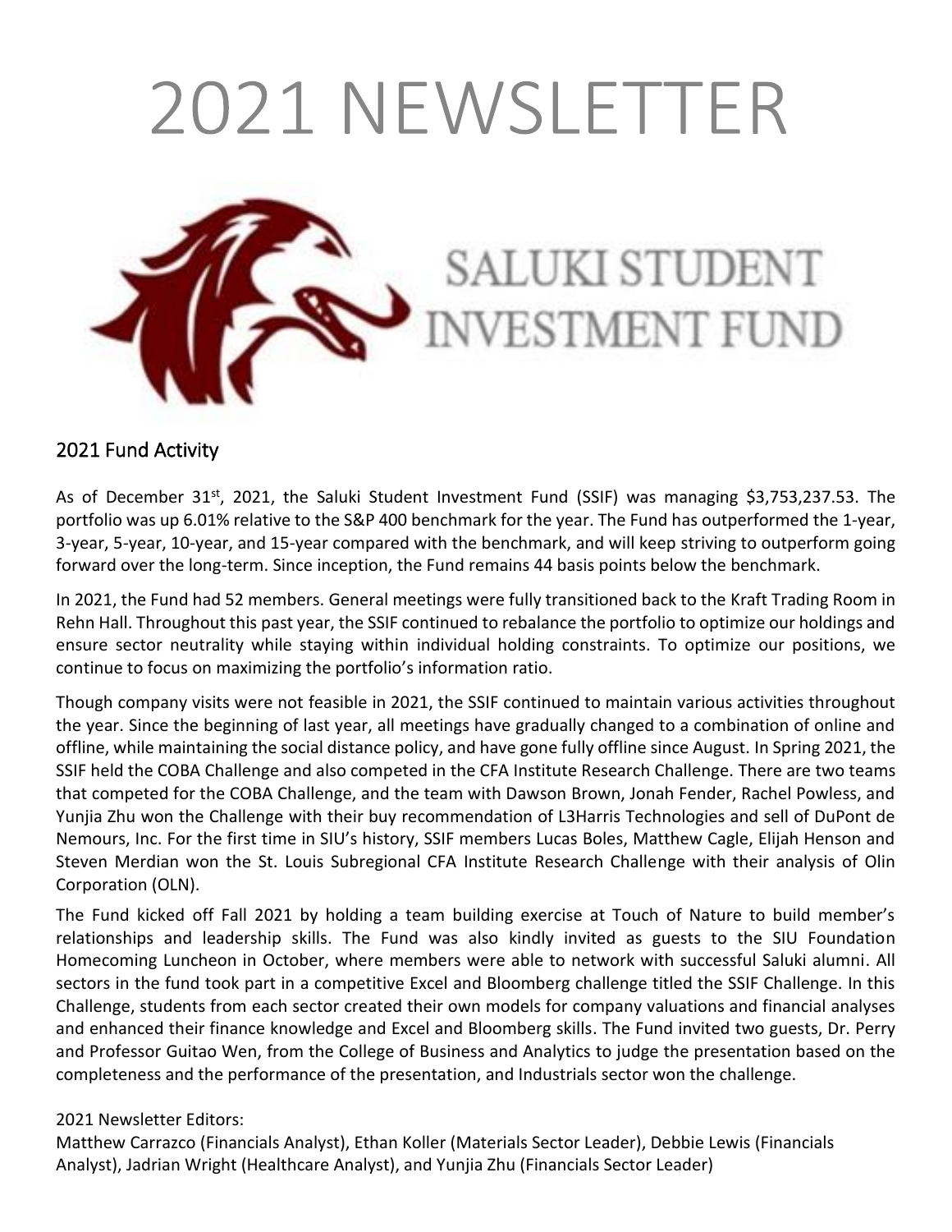# 2021 NEWSLETTER

SALUKI STUDENT INVESTMENT FUND

## 2021 Fund Activity

As of December 31st, 2021, the Saluki Student Investment Fund (SSIF) was managing $3,753,237.53. The portfolio was up 6.01% relative to the S&P 400 benchmark for the year. The Fund has outperformed the 1-year, 3-year, 5-year, 10-year, and 15-year compared with the benchmark, and will keep striving to outperform going forward over the long-term. Since inception, the Fund remains 44 basis points below the benchmark.

In 2021, the Fund had 52 members. General meetings were fully transitioned back to the Kraft Trading Room in Rehn Hall. Throughout this past year, the SSIF continued to rebalance the portfolio to optimize our holdings and ensure sector neutrality while staying within individual holding constraints. To optimize our positions, we continue to focus on maximizing the portfolio's information ratio.

Though company visits were not feasible in 2021, the SSIF continued to maintain various activities throughout the year. Since the beginning of last year, all meetings have gradually changed to a combination of online and offline, while maintaining the social distance policy, and have gone fully offline since August. In Spring 2021, the SSIF held the COBA Challenge and also competed in the CFA Institute Research Challenge. There are two teams that competed for the COBA Challenge, and the team with Dawson Brown, Jonah Fender, Rachel Powless, and Yunjia Zhu won the Challenge with their buy recommendation of L3Harris Technologies and sell of DuPont de Nemours, Inc. For the first time in SIU's history, SSIF members Lucas Boles, Matthew Cagle, Elijah Henson and Steven Merdian won the St. Louis Subregional CFA Institute Research Challenge with their analysis of Olin Corporation (OLN).

The Fund kicked off Fall 2021 by holding a team building exercise at Touch of Nature to build member's relationships and leadership skills. The Fund was also kindly invited as guests to the SIU Foundation Homecoming Luncheon in October, where members were able to network with successful Saluki alumni. All sectors in the fund took part in a competitive Excel and Bloomberg challenge titled the SSIF Challenge. In this Challenge, students from each sector created their own models for company valuations and financial analyses and enhanced their finance knowledge and Excel and Bloomberg skills. The Fund invited two guests, Dr. Perry and Professor Guitao Wen, from the College of Business and Analytics to judge the presentation based on the completeness and the performance of the presentation, and Industrials sector won the challenge.

2021 Newsletter Editors:
Matthew Carrazco (Financials Analyst), Ethan Koller (Materials Sector Leader), Debbie Lewis (Financials Analyst), Jadrian Wright (Healthcare Analyst), and Yunjia Zhu (Financials Sector Leader)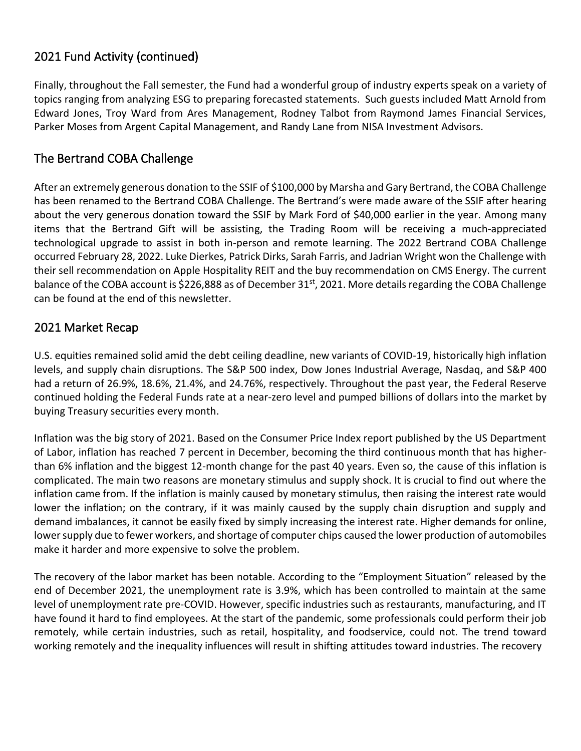## 2021 Fund Activity (continued)

Finally, throughout the Fall semester, the Fund had a wonderful group of industry experts speak on a variety of topics ranging from analyzing ESG to preparing forecasted statements. Such guests included Matt Arnold from Edward Jones, Troy Ward from Ares Management, Rodney Talbot from Raymond James Financial Services, Parker Moses from Argent Capital Management, and Randy Lane from NISA Investment Advisors.

## The Bertrand COBA Challenge

After an extremely generous donation to the SSIF of $100,000 by Marsha and Gary Bertrand, the COBA Challenge has been renamed to the Bertrand COBA Challenge. The Bertrand's were made aware of the SSIF after hearing about the very generous donation toward the SSIF by Mark Ford of $40,000 earlier in the year. Among many items that the Bertrand Gift will be assisting, the Trading Room will be receiving a much-appreciated technological upgrade to assist in both in-person and remote learning. The 2022 Bertrand COBA Challenge occurred February 28, 2022. Luke Dierkes, Patrick Dirks, Sarah Farris, and Jadrian Wright won the Challenge with their sell recommendation on Apple Hospitality REIT and the buy recommendation on CMS Energy. The current balance of the COBA account is $226,888 as of December 31st, 2021. More details regarding the COBA Challenge can be found at the end of this newsletter.

## 2021 Market Recap

U.S. equities remained solid amid the debt ceiling deadline, new variants of COVID-19, historically high inflation levels, and supply chain disruptions. The S&P 500 index, Dow Jones Industrial Average, Nasdaq, and S&P 400 had a return of 26.9%, 18.6%, 21.4%, and 24.76%, respectively. Throughout the past year, the Federal Reserve continued holding the Federal Funds rate at a near-zero level and pumped billions of dollars into the market by buying Treasury securities every month.

Inflation was the big story of 2021. Based on the Consumer Price Index report published by the US Department of Labor, inflation has reached 7 percent in December, becoming the third continuous month that has higher-than 6% inflation and the biggest 12-month change for the past 40 years. Even so, the cause of this inflation is complicated. The main two reasons are monetary stimulus and supply shock. It is crucial to find out where the inflation came from. If the inflation is mainly caused by monetary stimulus, then raising the interest rate would lower the inflation; on the contrary, if it was mainly caused by the supply chain disruption and supply and demand imbalances, it cannot be easily fixed by simply increasing the interest rate. Higher demands for online, lower supply due to fewer workers, and shortage of computer chips caused the lower production of automobiles make it harder and more expensive to solve the problem.

The recovery of the labor market has been notable. According to the "Employment Situation" released by the end of December 2021, the unemployment rate is 3.9%, which has been controlled to maintain at the same level of unemployment rate pre-COVID. However, specific industries such as restaurants, manufacturing, and IT have found it hard to find employees. At the start of the pandemic, some professionals could perform their job remotely, while certain industries, such as retail, hospitality, and foodservice, could not. The trend toward working remotely and the inequality influences will result in shifting attitudes toward industries. The recovery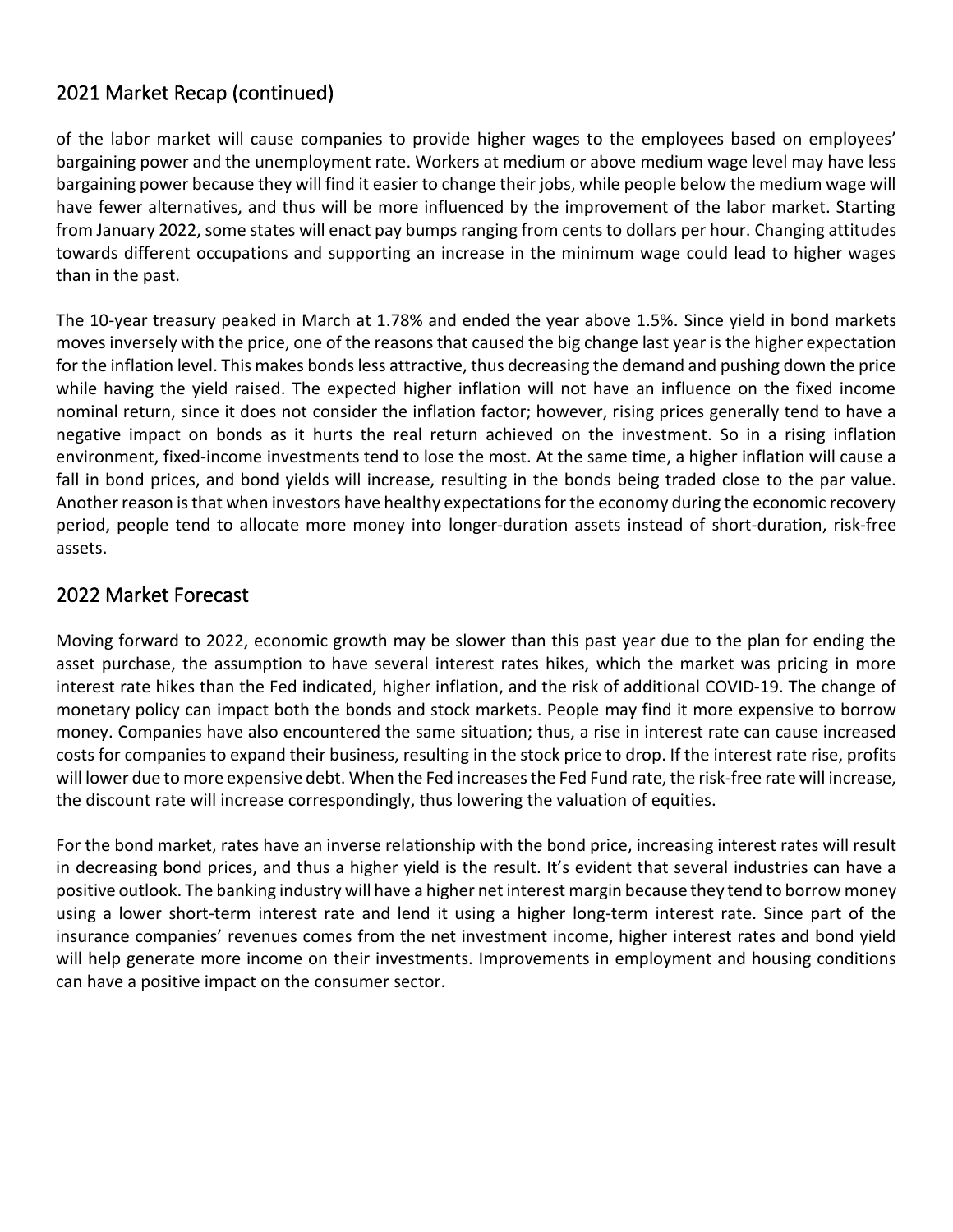## 2021 Market Recap (continued)

of the labor market will cause companies to provide higher wages to the employees based on employees' bargaining power and the unemployment rate. Workers at medium or above medium wage level may have less bargaining power because they will find it easier to change their jobs, while people below the medium wage will have fewer alternatives, and thus will be more influenced by the improvement of the labor market. Starting from January 2022, some states will enact pay bumps ranging from cents to dollars per hour. Changing attitudes towards different occupations and supporting an increase in the minimum wage could lead to higher wages than in the past.

The 10-year treasury peaked in March at 1.78% and ended the year above 1.5%. Since yield in bond markets moves inversely with the price, one of the reasons that caused the big change last year is the higher expectation for the inflation level. This makes bonds less attractive, thus decreasing the demand and pushing down the price while having the yield raised. The expected higher inflation will not have an influence on the fixed income nominal return, since it does not consider the inflation factor; however, rising prices generally tend to have a negative impact on bonds as it hurts the real return achieved on the investment. So in a rising inflation environment, fixed-income investments tend to lose the most. At the same time, a higher inflation will cause a fall in bond prices, and bond yields will increase, resulting in the bonds being traded close to the par value. Another reason is that when investors have healthy expectations for the economy during the economic recovery period, people tend to allocate more money into longer-duration assets instead of short-duration, risk-free assets.

## 2022 Market Forecast

Moving forward to 2022, economic growth may be slower than this past year due to the plan for ending the asset purchase, the assumption to have several interest rates hikes, which the market was pricing in more interest rate hikes than the Fed indicated, higher inflation, and the risk of additional COVID-19. The change of monetary policy can impact both the bonds and stock markets. People may find it more expensive to borrow money. Companies have also encountered the same situation; thus, a rise in interest rate can cause increased costs for companies to expand their business, resulting in the stock price to drop. If the interest rate rise, profits will lower due to more expensive debt. When the Fed increases the Fed Fund rate, the risk-free rate will increase, the discount rate will increase correspondingly, thus lowering the valuation of equities.

For the bond market, rates have an inverse relationship with the bond price, increasing interest rates will result in decreasing bond prices, and thus a higher yield is the result. It's evident that several industries can have a positive outlook. The banking industry will have a higher net interest margin because they tend to borrow money using a lower short-term interest rate and lend it using a higher long-term interest rate. Since part of the insurance companies' revenues comes from the net investment income, higher interest rates and bond yield will help generate more income on their investments. Improvements in employment and housing conditions can have a positive impact on the consumer sector.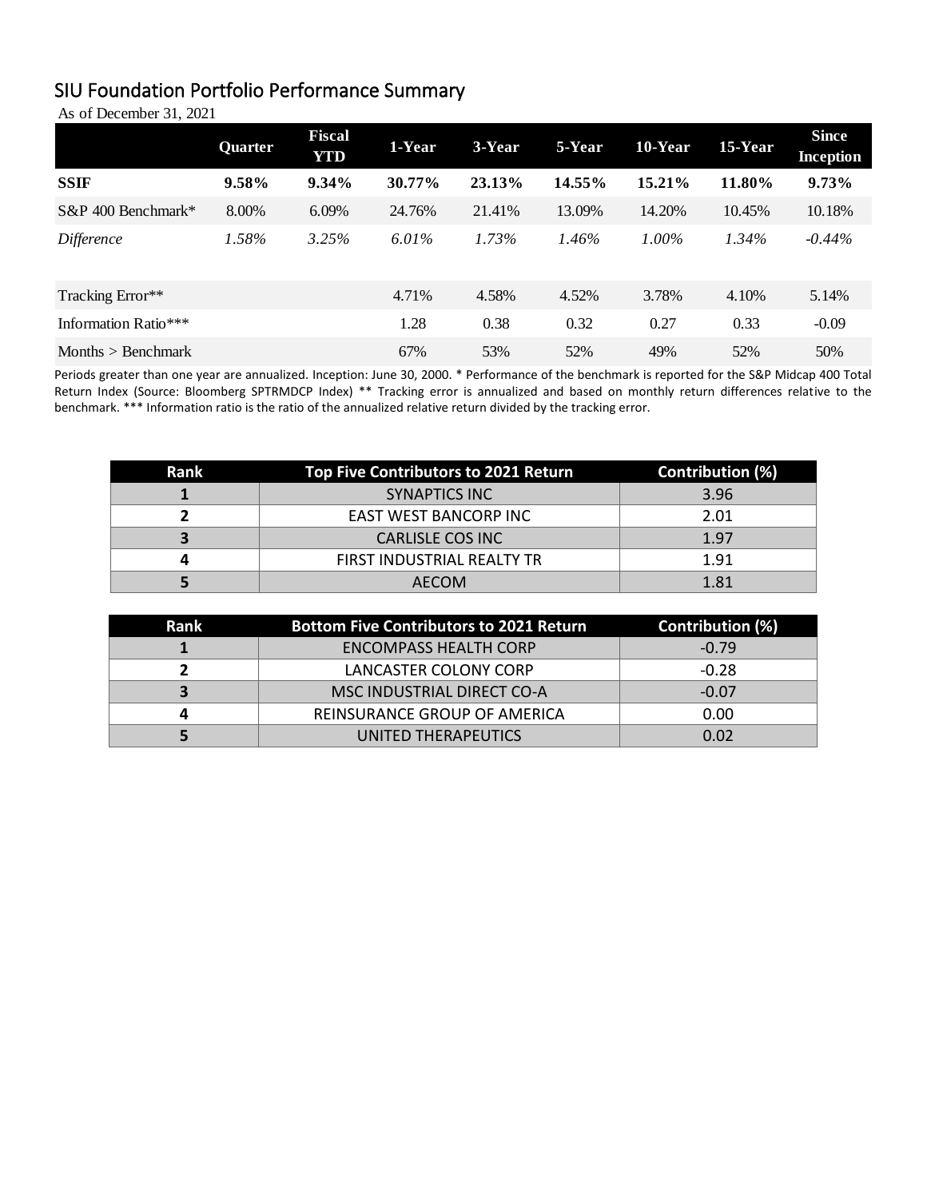# SIU Foundation Portfolio Performance Summary

As of December 31, 2021

| | Quarter | Fiscal YTD | 1-Year | 3-Year | 5-Year | 10-Year | 15-Year | Since Inception |
|---|---|---|---|---|---|---|---|---|
| **SSIF** | **9.58%** | **9.34%** | **30.77%** | **23.13%** | **14.55%** | **15.21%** | **11.80%** | **9.73%** |
| S&P 400 Benchmark* | 8.00% | 6.09% | 24.76% | 21.41% | 13.09% | 14.20% | 10.45% | 10.18% |
| *Difference* | *1.58%* | *3.25%* | *6.01%* | *1.73%* | *1.46%* | *1.00%* | *1.34%* | *-0.44%* |
| | | | | | | | | |
| Tracking Error** | | | 4.71% | 4.58% | 4.52% | 3.78% | 4.10% | 5.14% |
| Information Ratio*** | | | 1.28 | 0.38 | 0.32 | 0.27 | 0.33 | -0.09 |
| Months > Benchmark | | | 67% | 53% | 52% | 49% | 52% | 50% |

Periods greater than one year are annualized. Inception: June 30, 2000. * Performance of the benchmark is reported for the S&P Midcap 400 Total Return Index (Source: Bloomberg SPTRMDCP Index) ** Tracking error is annualized and based on monthly return differences relative to the benchmark. *** Information ratio is the ratio of the annualized relative return divided by the tracking error.

| Rank | Top Five Contributors to 2021 Return | Contribution (%) |
|---|---|---|
| 1 | SYNAPTICS INC | 3.96 |
| 2 | EAST WEST BANCORP INC | 2.01 |
| 3 | CARLISLE COS INC | 1.97 |
| 4 | FIRST INDUSTRIAL REALTY TR | 1.91 |
| 5 | AECOM | 1.81 |

| Rank | Bottom Five Contributors to 2021 Return | Contribution (%) |
|---|---|---|
| 1 | ENCOMPASS HEALTH CORP | -0.79 |
| 2 | LANCASTER COLONY CORP | -0.28 |
| 3 | MSC INDUSTRIAL DIRECT CO-A | -0.07 |
| 4 | REINSURANCE GROUP OF AMERICA | 0.00 |
| 5 | UNITED THERAPEUTICS | 0.02 |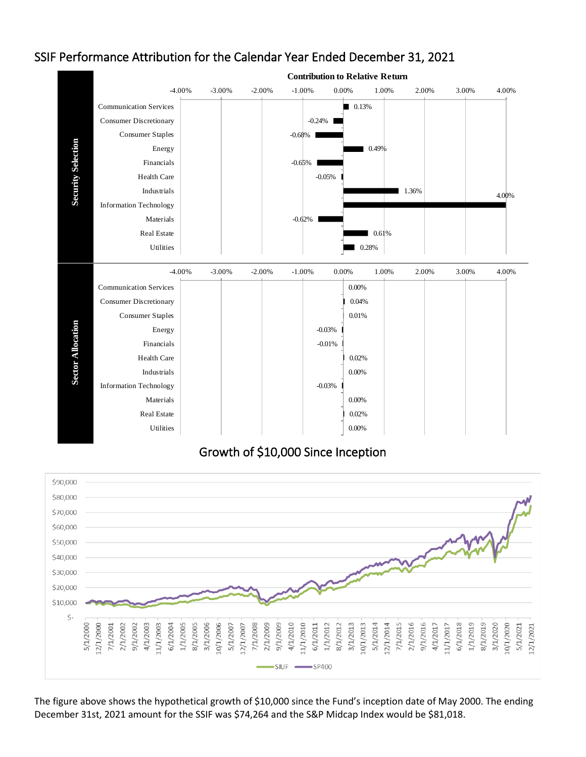## SSIF Performance Attribution for the Calendar Year Ended December 31, 2021

**Contribution to Relative Return**

| Sector | Security Selection | Sector Allocation |
|---|---|---|
| Communication Services | 0.13% | 0.00% |
| Consumer Discretionary | -0.24% | 0.04% |
| Consumer Staples | -0.68% | 0.01% |
| Energy | 0.49% | -0.03% |
| Financials | -0.65% | -0.01% |
| Health Care | -0.05% | 0.02% |
| Industrials | 1.36% | 0.00% |
| Information Technology | 4.00% | -0.03% |
| Materials | -0.62% | 0.00% |
| Real Estate | 0.61% | 0.02% |
| Utilities | 0.28% | 0.00% |

## Growth of $10,000 Since Inception

(Chart: SIUF vs. SP400, 5/1/2000 – 12/1/2021)

The figure above shows the hypothetical growth of $10,000 since the Fund's inception date of May 2000. The ending December 31st, 2021 amount for the SSIF was $74,264 and the S&P Midcap Index would be $81,018.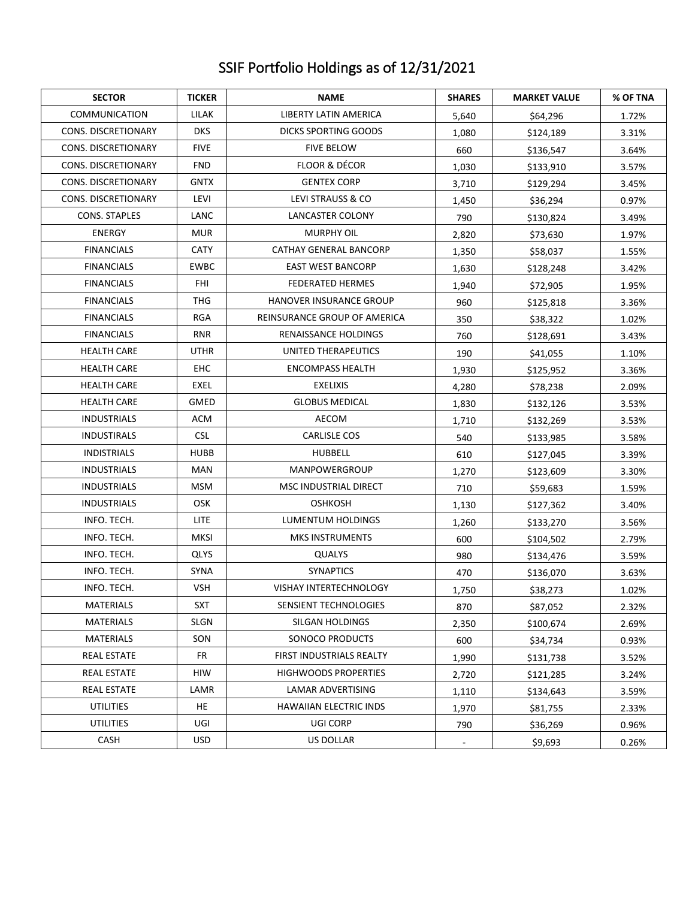# SSIF Portfolio Holdings as of 12/31/2021

| SECTOR | TICKER | NAME | SHARES | MARKET VALUE | % OF TNA |
|---|---|---|---|---|---|
| COMMUNICATION | LILAK | LIBERTY LATIN AMERICA | 5,640 | $64,296 | 1.72% |
| CONS. DISCRETIONARY | DKS | DICKS SPORTING GOODS | 1,080 | $124,189 | 3.31% |
| CONS. DISCRETIONARY | FIVE | FIVE BELOW | 660 | $136,547 | 3.64% |
| CONS. DISCRETIONARY | FND | FLOOR & DÉCOR | 1,030 | $133,910 | 3.57% |
| CONS. DISCRETIONARY | GNTX | GENTEX CORP | 3,710 | $129,294 | 3.45% |
| CONS. DISCRETIONARY | LEVI | LEVI STRAUSS & CO | 1,450 | $36,294 | 0.97% |
| CONS. STAPLES | LANC | LANCASTER COLONY | 790 | $130,824 | 3.49% |
| ENERGY | MUR | MURPHY OIL | 2,820 | $73,630 | 1.97% |
| FINANCIALS | CATY | CATHAY GENERAL BANCORP | 1,350 | $58,037 | 1.55% |
| FINANCIALS | EWBC | EAST WEST BANCORP | 1,630 | $128,248 | 3.42% |
| FINANCIALS | FHI | FEDERATED HERMES | 1,940 | $72,905 | 1.95% |
| FINANCIALS | THG | HANOVER INSURANCE GROUP | 960 | $125,818 | 3.36% |
| FINANCIALS | RGA | REINSURANCE GROUP OF AMERICA | 350 | $38,322 | 1.02% |
| FINANCIALS | RNR | RENAISSANCE HOLDINGS | 760 | $128,691 | 3.43% |
| HEALTH CARE | UTHR | UNITED THERAPEUTICS | 190 | $41,055 | 1.10% |
| HEALTH CARE | EHC | ENCOMPASS HEALTH | 1,930 | $125,952 | 3.36% |
| HEALTH CARE | EXEL | EXELIXIS | 4,280 | $78,238 | 2.09% |
| HEALTH CARE | GMED | GLOBUS MEDICAL | 1,830 | $132,126 | 3.53% |
| INDUSTRIALS | ACM | AECOM | 1,710 | $132,269 | 3.53% |
| INDUSTIRALS | CSL | CARLISLE COS | 540 | $133,985 | 3.58% |
| INDISTRIALS | HUBB | HUBBELL | 610 | $127,045 | 3.39% |
| INDUSTRIALS | MAN | MANPOWERGROUP | 1,270 | $123,609 | 3.30% |
| INDUSTRIALS | MSM | MSC INDUSTRIAL DIRECT | 710 | $59,683 | 1.59% |
| INDUSTRIALS | OSK | OSHKOSH | 1,130 | $127,362 | 3.40% |
| INFO. TECH. | LITE | LUMENTUM HOLDINGS | 1,260 | $133,270 | 3.56% |
| INFO. TECH. | MKSI | MKS INSTRUMENTS | 600 | $104,502 | 2.79% |
| INFO. TECH. | QLYS | QUALYS | 980 | $134,476 | 3.59% |
| INFO. TECH. | SYNA | SYNAPTICS | 470 | $136,070 | 3.63% |
| INFO. TECH. | VSH | VISHAY INTERTECHNOLOGY | 1,750 | $38,273 | 1.02% |
| MATERIALS | SXT | SENSIENT TECHNOLOGIES | 870 | $87,052 | 2.32% |
| MATERIALS | SLGN | SILGAN HOLDINGS | 2,350 | $100,674 | 2.69% |
| MATERIALS | SON | SONOCO PRODUCTS | 600 | $34,734 | 0.93% |
| REAL ESTATE | FR | FIRST INDUSTRIALS REALTY | 1,990 | $131,738 | 3.52% |
| REAL ESTATE | HIW | HIGHWOODS PROPERTIES | 2,720 | $121,285 | 3.24% |
| REAL ESTATE | LAMR | LAMAR ADVERTISING | 1,110 | $134,643 | 3.59% |
| UTILITIES | HE | HAWAIIAN ELECTRIC INDS | 1,970 | $81,755 | 2.33% |
| UTILITIES | UGI | UGI CORP | 790 | $36,269 | 0.96% |
| CASH | USD | US DOLLAR | - | $9,693 | 0.26% |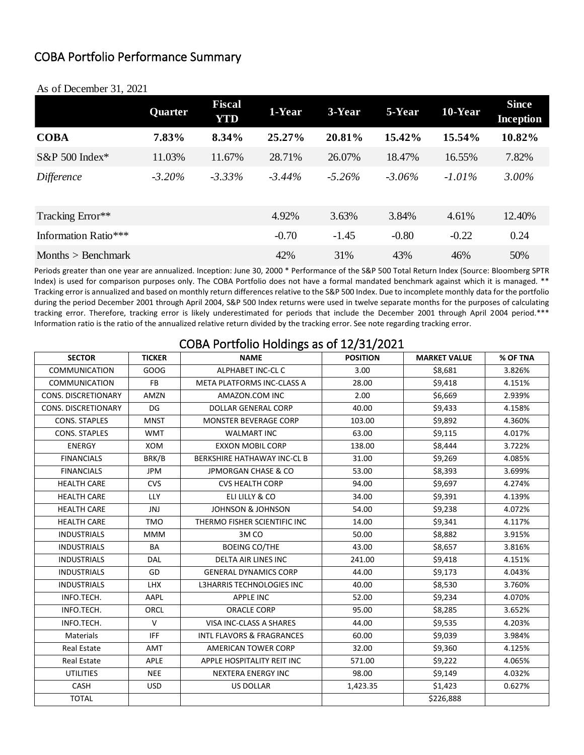## COBA Portfolio Performance Summary

As of December 31, 2021

| | Quarter | Fiscal YTD | 1-Year | 3-Year | 5-Year | 10-Year | Since Inception |
|---|---|---|---|---|---|---|---|
| **COBA** | **7.83%** | **8.34%** | **25.27%** | **20.81%** | **15.42%** | **15.54%** | **10.82%** |
| S&P 500 Index* | 11.03% | 11.67% | 28.71% | 26.07% | 18.47% | 16.55% | 7.82% |
| *Difference* | *-3.20%* | *-3.33%* | *-3.44%* | *-5.26%* | *-3.06%* | *-1.01%* | *3.00%* |
| | | | | | | | |
| Tracking Error** | | | 4.92% | 3.63% | 3.84% | 4.61% | 12.40% |
| Information Ratio*** | | | -0.70 | -1.45 | -0.80 | -0.22 | 0.24 |
| Months > Benchmark | | | 42% | 31% | 43% | 46% | 50% |

Periods greater than one year are annualized. Inception: June 30, 2000 * Performance of the S&P 500 Total Return Index (Source: Bloomberg SPTR Index) is used for comparison purposes only. The COBA Portfolio does not have a formal mandated benchmark against which it is managed. ** Tracking error is annualized and based on monthly return differences relative to the S&P 500 Index. Due to incomplete monthly data for the portfolio during the period December 2001 through April 2004, S&P 500 Index returns were used in twelve separate months for the purposes of calculating tracking error. Therefore, tracking error is likely underestimated for periods that include the December 2001 through April 2004 period.*** Information ratio is the ratio of the annualized relative return divided by the tracking error. See note regarding tracking error.

## COBA Portfolio Holdings as of 12/31/2021

| SECTOR | TICKER | NAME | POSITION | MARKET VALUE | % OF TNA |
|---|---|---|---|---|---|
| COMMUNICATION | GOOG | ALPHABET INC-CL C | 3.00 | $8,681 | 3.826% |
| COMMUNICATION | FB | META PLATFORMS INC-CLASS A | 28.00 | $9,418 | 4.151% |
| CONS. DISCRETIONARY | AMZN | AMAZON.COM INC | 2.00 | $6,669 | 2.939% |
| CONS. DISCRETIONARY | DG | DOLLAR GENERAL CORP | 40.00 | $9,433 | 4.158% |
| CONS. STAPLES | MNST | MONSTER BEVERAGE CORP | 103.00 | $9,892 | 4.360% |
| CONS. STAPLES | WMT | WALMART INC | 63.00 | $9,115 | 4.017% |
| ENERGY | XOM | EXXON MOBIL CORP | 138.00 | $8,444 | 3.722% |
| FINANCIALS | BRK/B | BERKSHIRE HATHAWAY INC-CL B | 31.00 | $9,269 | 4.085% |
| FINANCIALS | JPM | JPMORGAN CHASE & CO | 53.00 | $8,393 | 3.699% |
| HEALTH CARE | CVS | CVS HEALTH CORP | 94.00 | $9,697 | 4.274% |
| HEALTH CARE | LLY | ELI LILLY & CO | 34.00 | $9,391 | 4.139% |
| HEALTH CARE | JNJ | JOHNSON & JOHNSON | 54.00 | $9,238 | 4.072% |
| HEALTH CARE | TMO | THERMO FISHER SCIENTIFIC INC | 14.00 | $9,341 | 4.117% |
| INDUSTRIALS | MMM | 3M CO | 50.00 | $8,882 | 3.915% |
| INDUSTRIALS | BA | BOEING CO/THE | 43.00 | $8,657 | 3.816% |
| INDUSTRIALS | DAL | DELTA AIR LINES INC | 241.00 | $9,418 | 4.151% |
| INDUSTRIALS | GD | GENERAL DYNAMICS CORP | 44.00 | $9,173 | 4.043% |
| INDUSTRIALS | LHX | L3HARRIS TECHNOLOGIES INC | 40.00 | $8,530 | 3.760% |
| INFO.TECH. | AAPL | APPLE INC | 52.00 | $9,234 | 4.070% |
| INFO.TECH. | ORCL | ORACLE CORP | 95.00 | $8,285 | 3.652% |
| INFO.TECH. | V | VISA INC-CLASS A SHARES | 44.00 | $9,535 | 4.203% |
| Materials | IFF | INTL FLAVORS & FRAGRANCES | 60.00 | $9,039 | 3.984% |
| Real Estate | AMT | AMERICAN TOWER CORP | 32.00 | $9,360 | 4.125% |
| Real Estate | APLE | APPLE HOSPITALITY REIT INC | 571.00 | $9,222 | 4.065% |
| UTILITIES | NEE | NEXTERA ENERGY INC | 98.00 | $9,149 | 4.032% |
| CASH | USD | US DOLLAR | 1,423.35 | $1,423 | 0.627% |
| TOTAL | | | | $226,888 | |